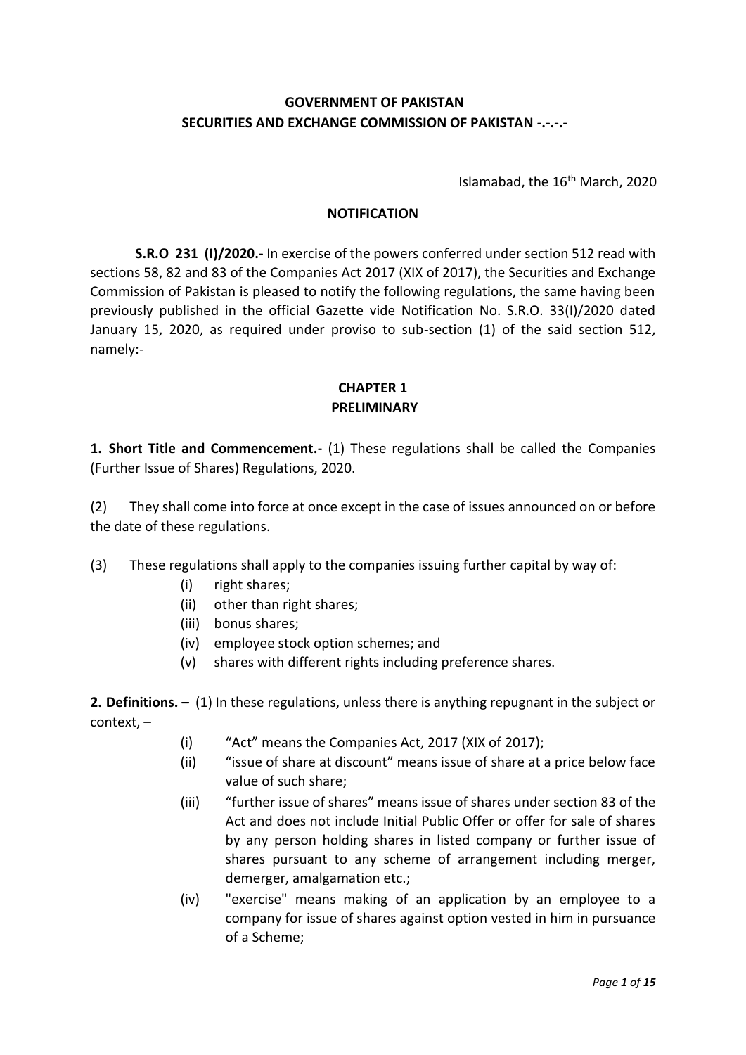**GOVERNMENT OF PAKISTAN**
**SECURITIES AND EXCHANGE COMMISSION OF PAKISTAN -.-.-.-**

Islamabad, the 16th March, 2020

**NOTIFICATION**

**S.R.O 231 (I)/2020.-** In exercise of the powers conferred under section 512 read with sections 58, 82 and 83 of the Companies Act 2017 (XIX of 2017), the Securities and Exchange Commission of Pakistan is pleased to notify the following regulations, the same having been previously published in the official Gazette vide Notification No. S.R.O. 33(I)/2020 dated January 15, 2020, as required under proviso to sub-section (1) of the said section 512, namely:-

## CHAPTER 1
## PRELIMINARY

**1. Short Title and Commencement.-** (1) These regulations shall be called the Companies (Further Issue of Shares) Regulations, 2020.

(2) They shall come into force at once except in the case of issues announced on or before the date of these regulations.

(3) These regulations shall apply to the companies issuing further capital by way of:

- (i) right shares;
- (ii) other than right shares;
- (iii) bonus shares;
- (iv) employee stock option schemes; and
- (v) shares with different rights including preference shares.

**2. Definitions. –** (1) In these regulations, unless there is anything repugnant in the subject or context, –

- (i) "Act" means the Companies Act, 2017 (XIX of 2017);
- (ii) "issue of share at discount" means issue of share at a price below face value of such share;
- (iii) "further issue of shares" means issue of shares under section 83 of the Act and does not include Initial Public Offer or offer for sale of shares by any person holding shares in listed company or further issue of shares pursuant to any scheme of arrangement including merger, demerger, amalgamation etc.;
- (iv) "exercise" means making of an application by an employee to a company for issue of shares against option vested in him in pursuance of a Scheme;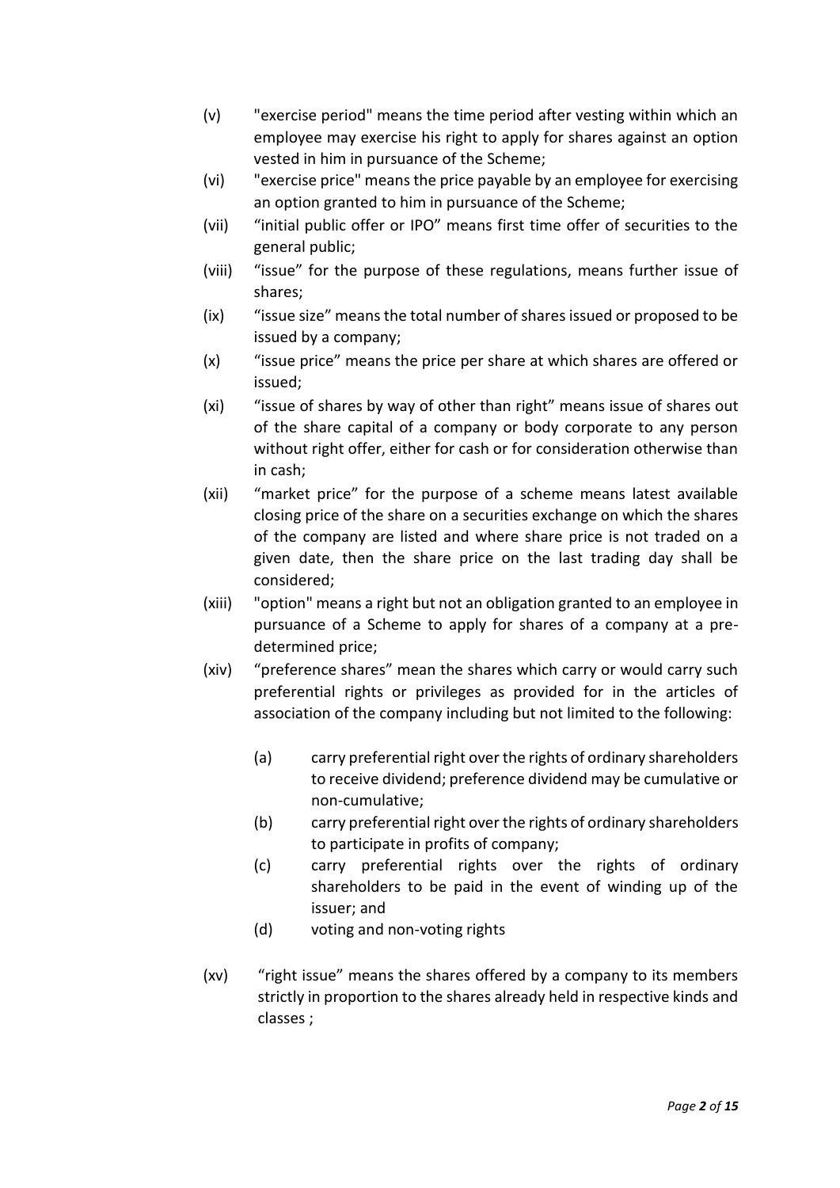(v) "exercise period" means the time period after vesting within which an employee may exercise his right to apply for shares against an option vested in him in pursuance of the Scheme;

(vi) "exercise price" means the price payable by an employee for exercising an option granted to him in pursuance of the Scheme;

(vii) "initial public offer or IPO" means first time offer of securities to the general public;

(viii) "issue" for the purpose of these regulations, means further issue of shares;

(ix) "issue size" means the total number of shares issued or proposed to be issued by a company;

(x) "issue price" means the price per share at which shares are offered or issued;

(xi) "issue of shares by way of other than right" means issue of shares out of the share capital of a company or body corporate to any person without right offer, either for cash or for consideration otherwise than in cash;

(xii) "market price" for the purpose of a scheme means latest available closing price of the share on a securities exchange on which the shares of the company are listed and where share price is not traded on a given date, then the share price on the last trading day shall be considered;

(xiii) "option" means a right but not an obligation granted to an employee in pursuance of a Scheme to apply for shares of a company at a pre-determined price;

(xiv) "preference shares" mean the shares which carry or would carry such preferential rights or privileges as provided for in the articles of association of the company including but not limited to the following:

   (a) carry preferential right over the rights of ordinary shareholders to receive dividend; preference dividend may be cumulative or non-cumulative;

   (b) carry preferential right over the rights of ordinary shareholders to participate in profits of company;

   (c) carry preferential rights over the rights of ordinary shareholders to be paid in the event of winding up of the issuer; and

   (d) voting and non-voting rights

(xv) "right issue" means the shares offered by a company to its members strictly in proportion to the shares already held in respective kinds and classes ;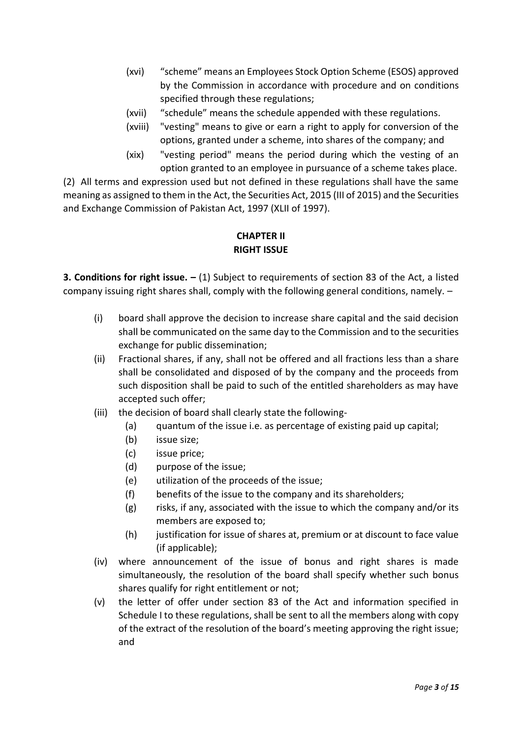(xvi) "scheme" means an Employees Stock Option Scheme (ESOS) approved by the Commission in accordance with procedure and on conditions specified through these regulations;

(xvii) "schedule" means the schedule appended with these regulations.

(xviii) "vesting" means to give or earn a right to apply for conversion of the options, granted under a scheme, into shares of the company; and

(xix) "vesting period" means the period during which the vesting of an option granted to an employee in pursuance of a scheme takes place.

(2) All terms and expression used but not defined in these regulations shall have the same meaning as assigned to them in the Act, the Securities Act, 2015 (III of 2015) and the Securities and Exchange Commission of Pakistan Act, 1997 (XLII of 1997).

## CHAPTER II
## RIGHT ISSUE

**3. Conditions for right issue. –** (1) Subject to requirements of section 83 of the Act, a listed company issuing right shares shall, comply with the following general conditions, namely. –

(i) board shall approve the decision to increase share capital and the said decision shall be communicated on the same day to the Commission and to the securities exchange for public dissemination;

(ii) Fractional shares, if any, shall not be offered and all fractions less than a share shall be consolidated and disposed of by the company and the proceeds from such disposition shall be paid to such of the entitled shareholders as may have accepted such offer;

(iii) the decision of board shall clearly state the following-

   (a) quantum of the issue i.e. as percentage of existing paid up capital;
   
   (b) issue size;
   
   (c) issue price;
   
   (d) purpose of the issue;
   
   (e) utilization of the proceeds of the issue;
   
   (f) benefits of the issue to the company and its shareholders;
   
   (g) risks, if any, associated with the issue to which the company and/or its members are exposed to;
   
   (h) justification for issue of shares at, premium or at discount to face value (if applicable);

(iv) where announcement of the issue of bonus and right shares is made simultaneously, the resolution of the board shall specify whether such bonus shares qualify for right entitlement or not;

(v) the letter of offer under section 83 of the Act and information specified in Schedule I to these regulations, shall be sent to all the members along with copy of the extract of the resolution of the board's meeting approving the right issue; and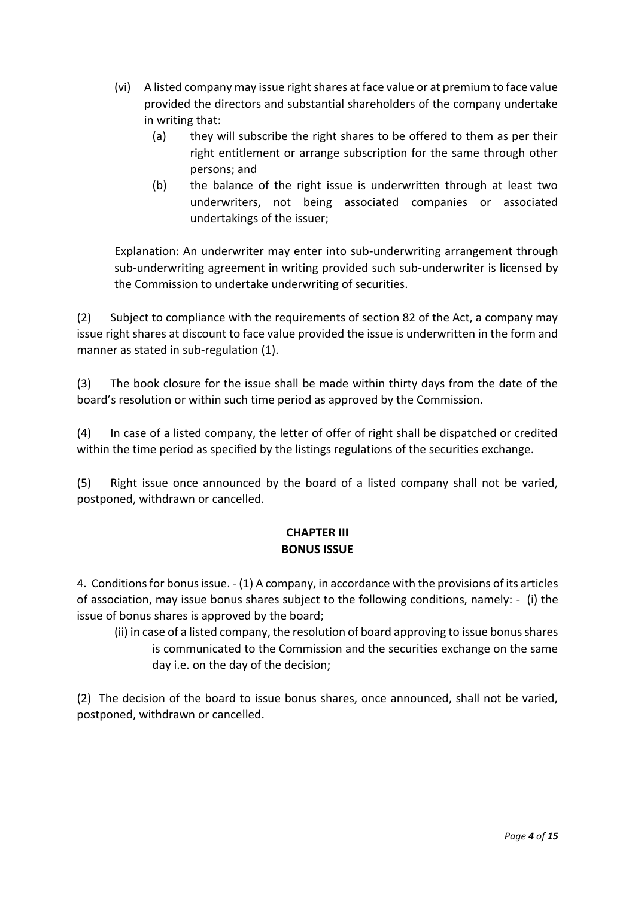(vi) A listed company may issue right shares at face value or at premium to face value provided the directors and substantial shareholders of the company undertake in writing that:

  (a) they will subscribe the right shares to be offered to them as per their right entitlement or arrange subscription for the same through other persons; and

  (b) the balance of the right issue is underwritten through at least two underwriters, not being associated companies or associated undertakings of the issuer;

Explanation: An underwriter may enter into sub-underwriting arrangement through sub-underwriting agreement in writing provided such sub-underwriter is licensed by the Commission to undertake underwriting of securities.

(2) Subject to compliance with the requirements of section 82 of the Act, a company may issue right shares at discount to face value provided the issue is underwritten in the form and manner as stated in sub-regulation (1).

(3) The book closure for the issue shall be made within thirty days from the date of the board's resolution or within such time period as approved by the Commission.

(4) In case of a listed company, the letter of offer of right shall be dispatched or credited within the time period as specified by the listings regulations of the securities exchange.

(5) Right issue once announced by the board of a listed company shall not be varied, postponed, withdrawn or cancelled.

## CHAPTER III
## BONUS ISSUE

4. Conditions for bonus issue. - (1) A company, in accordance with the provisions of its articles of association, may issue bonus shares subject to the following conditions, namely: - (i) the issue of bonus shares is approved by the board;

  (ii) in case of a listed company, the resolution of board approving to issue bonus shares is communicated to the Commission and the securities exchange on the same day i.e. on the day of the decision;

(2) The decision of the board to issue bonus shares, once announced, shall not be varied, postponed, withdrawn or cancelled.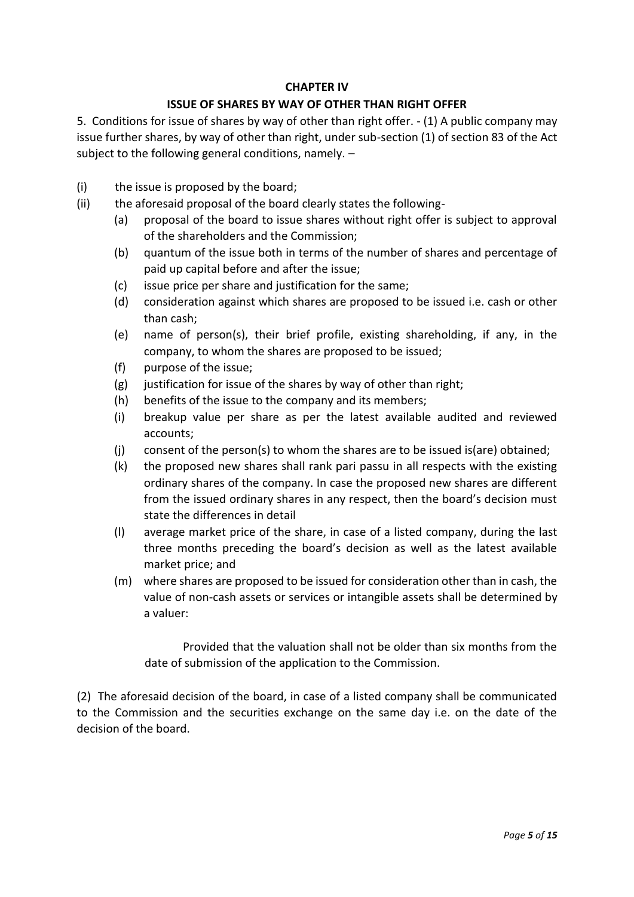## CHAPTER IV

## ISSUE OF SHARES BY WAY OF OTHER THAN RIGHT OFFER

5. Conditions for issue of shares by way of other than right offer. - (1) A public company may issue further shares, by way of other than right, under sub-section (1) of section 83 of the Act subject to the following general conditions, namely. –

(i) the issue is proposed by the board;

(ii) the aforesaid proposal of the board clearly states the following-

   (a) proposal of the board to issue shares without right offer is subject to approval of the shareholders and the Commission;

   (b) quantum of the issue both in terms of the number of shares and percentage of paid up capital before and after the issue;

   (c) issue price per share and justification for the same;

   (d) consideration against which shares are proposed to be issued i.e. cash or other than cash;

   (e) name of person(s), their brief profile, existing shareholding, if any, in the company, to whom the shares are proposed to be issued;

   (f) purpose of the issue;

   (g) justification for issue of the shares by way of other than right;

   (h) benefits of the issue to the company and its members;

   (i) breakup value per share as per the latest available audited and reviewed accounts;

   (j) consent of the person(s) to whom the shares are to be issued is(are) obtained;

   (k) the proposed new shares shall rank pari passu in all respects with the existing ordinary shares of the company. In case the proposed new shares are different from the issued ordinary shares in any respect, then the board's decision must state the differences in detail

   (l) average market price of the share, in case of a listed company, during the last three months preceding the board's decision as well as the latest available market price; and

   (m) where shares are proposed to be issued for consideration other than in cash, the value of non-cash assets or services or intangible assets shall be determined by a valuer:

      Provided that the valuation shall not be older than six months from the date of submission of the application to the Commission.

(2) The aforesaid decision of the board, in case of a listed company shall be communicated to the Commission and the securities exchange on the same day i.e. on the date of the decision of the board.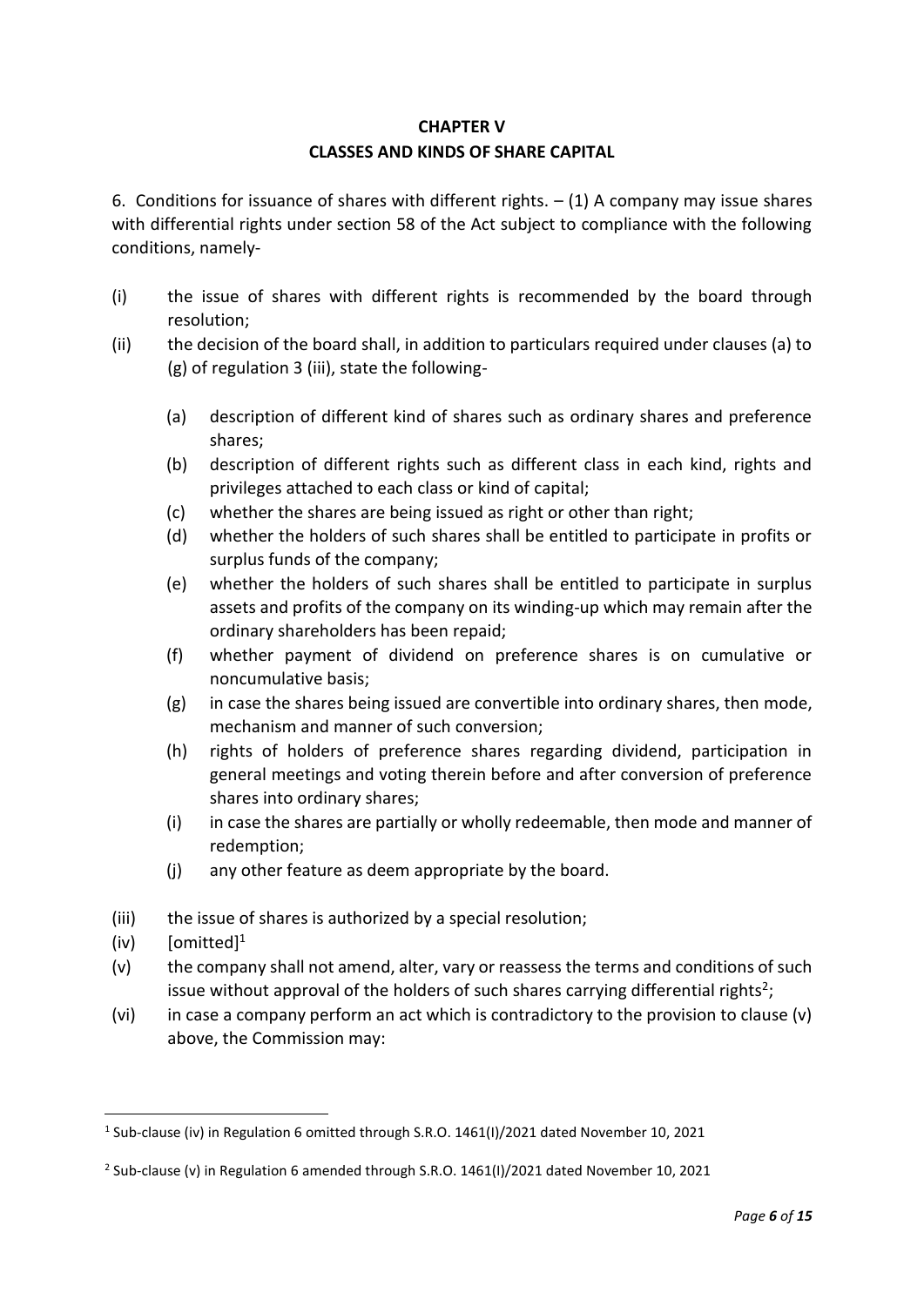## CHAPTER V

## CLASSES AND KINDS OF SHARE CAPITAL

6. Conditions for issuance of shares with different rights. – (1) A company may issue shares with differential rights under section 58 of the Act subject to compliance with the following conditions, namely-

(i) the issue of shares with different rights is recommended by the board through resolution;

(ii) the decision of the board shall, in addition to particulars required under clauses (a) to (g) of regulation 3 (iii), state the following-

  (a) description of different kind of shares such as ordinary shares and preference shares;

  (b) description of different rights such as different class in each kind, rights and privileges attached to each class or kind of capital;

  (c) whether the shares are being issued as right or other than right;

  (d) whether the holders of such shares shall be entitled to participate in profits or surplus funds of the company;

  (e) whether the holders of such shares shall be entitled to participate in surplus assets and profits of the company on its winding-up which may remain after the ordinary shareholders has been repaid;

  (f) whether payment of dividend on preference shares is on cumulative or noncumulative basis;

  (g) in case the shares being issued are convertible into ordinary shares, then mode, mechanism and manner of such conversion;

  (h) rights of holders of preference shares regarding dividend, participation in general meetings and voting therein before and after conversion of preference shares into ordinary shares;

  (i) in case the shares are partially or wholly redeemable, then mode and manner of redemption;

  (j) any other feature as deem appropriate by the board.

(iii) the issue of shares is authorized by a special resolution;

(iv) [omitted][1]

(v) the company shall not amend, alter, vary or reassess the terms and conditions of such issue without approval of the holders of such shares carrying differential rights[2];

(vi) in case a company perform an act which is contradictory to the provision to clause (v) above, the Commission may:

---

[1] Sub-clause (iv) in Regulation 6 omitted through S.R.O. 1461(I)/2021 dated November 10, 2021

[2] Sub-clause (v) in Regulation 6 amended through S.R.O. 1461(I)/2021 dated November 10, 2021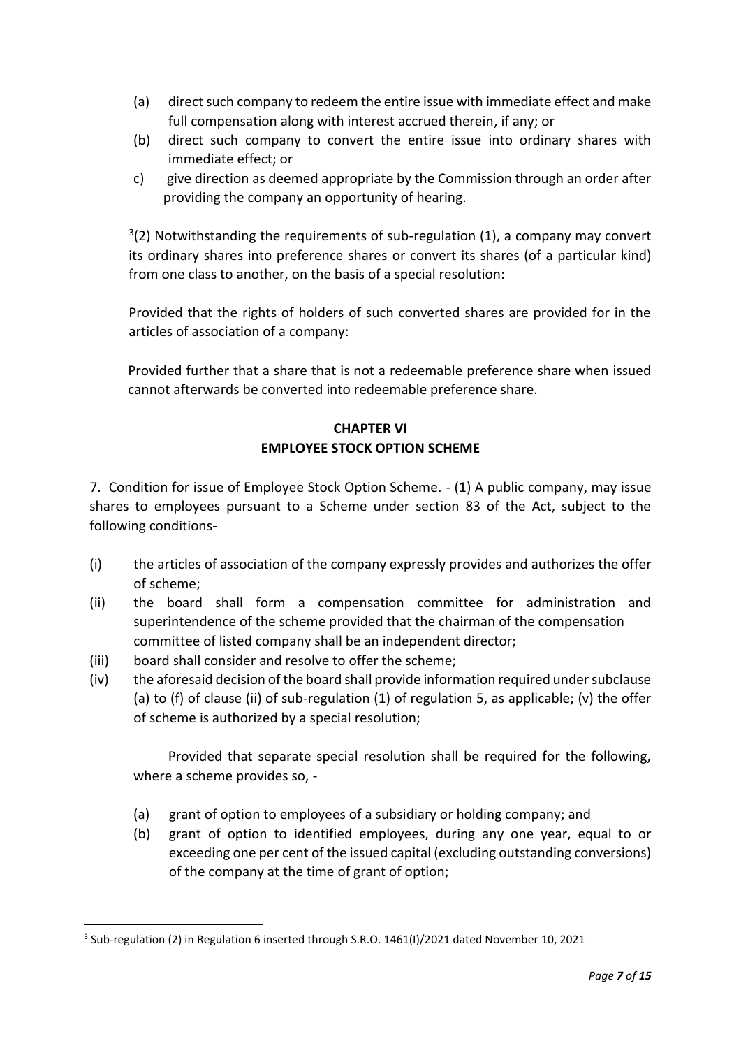(a) direct such company to redeem the entire issue with immediate effect and make full compensation along with interest accrued therein, if any; or

(b) direct such company to convert the entire issue into ordinary shares with immediate effect; or

c) give direction as deemed appropriate by the Commission through an order after providing the company an opportunity of hearing.

[3](2) Notwithstanding the requirements of sub-regulation (1), a company may convert its ordinary shares into preference shares or convert its shares (of a particular kind) from one class to another, on the basis of a special resolution:

Provided that the rights of holders of such converted shares are provided for in the articles of association of a company:

Provided further that a share that is not a redeemable preference share when issued cannot afterwards be converted into redeemable preference share.

## CHAPTER VI
## EMPLOYEE STOCK OPTION SCHEME

7. Condition for issue of Employee Stock Option Scheme. - (1) A public company, may issue shares to employees pursuant to a Scheme under section 83 of the Act, subject to the following conditions-

(i) the articles of association of the company expressly provides and authorizes the offer of scheme;

(ii) the board shall form a compensation committee for administration and superintendence of the scheme provided that the chairman of the compensation committee of listed company shall be an independent director;

(iii) board shall consider and resolve to offer the scheme;

(iv) the aforesaid decision of the board shall provide information required under subclause (a) to (f) of clause (ii) of sub-regulation (1) of regulation 5, as applicable; (v) the offer of scheme is authorized by a special resolution;

Provided that separate special resolution shall be required for the following, where a scheme provides so, -

(a) grant of option to employees of a subsidiary or holding company; and

(b) grant of option to identified employees, during any one year, equal to or exceeding one per cent of the issued capital (excluding outstanding conversions) of the company at the time of grant of option;

---

[3] Sub-regulation (2) in Regulation 6 inserted through S.R.O. 1461(I)/2021 dated November 10, 2021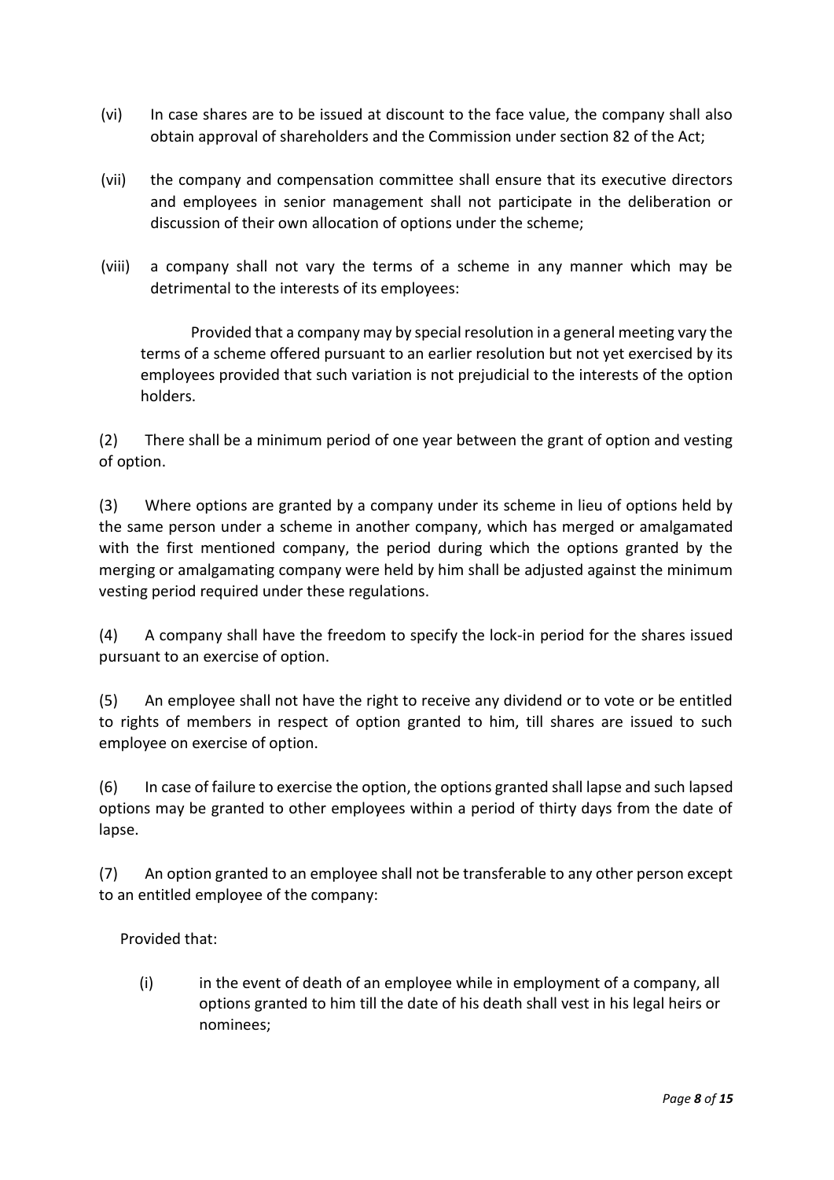(vi) In case shares are to be issued at discount to the face value, the company shall also obtain approval of shareholders and the Commission under section 82 of the Act;

(vii) the company and compensation committee shall ensure that its executive directors and employees in senior management shall not participate in the deliberation or discussion of their own allocation of options under the scheme;

(viii) a company shall not vary the terms of a scheme in any manner which may be detrimental to the interests of its employees:

Provided that a company may by special resolution in a general meeting vary the terms of a scheme offered pursuant to an earlier resolution but not yet exercised by its employees provided that such variation is not prejudicial to the interests of the option holders.

(2) There shall be a minimum period of one year between the grant of option and vesting of option.

(3) Where options are granted by a company under its scheme in lieu of options held by the same person under a scheme in another company, which has merged or amalgamated with the first mentioned company, the period during which the options granted by the merging or amalgamating company were held by him shall be adjusted against the minimum vesting period required under these regulations.

(4) A company shall have the freedom to specify the lock-in period for the shares issued pursuant to an exercise of option.

(5) An employee shall not have the right to receive any dividend or to vote or be entitled to rights of members in respect of option granted to him, till shares are issued to such employee on exercise of option.

(6) In case of failure to exercise the option, the options granted shall lapse and such lapsed options may be granted to other employees within a period of thirty days from the date of lapse.

(7) An option granted to an employee shall not be transferable to any other person except to an entitled employee of the company:

Provided that:

(i) in the event of death of an employee while in employment of a company, all options granted to him till the date of his death shall vest in his legal heirs or nominees;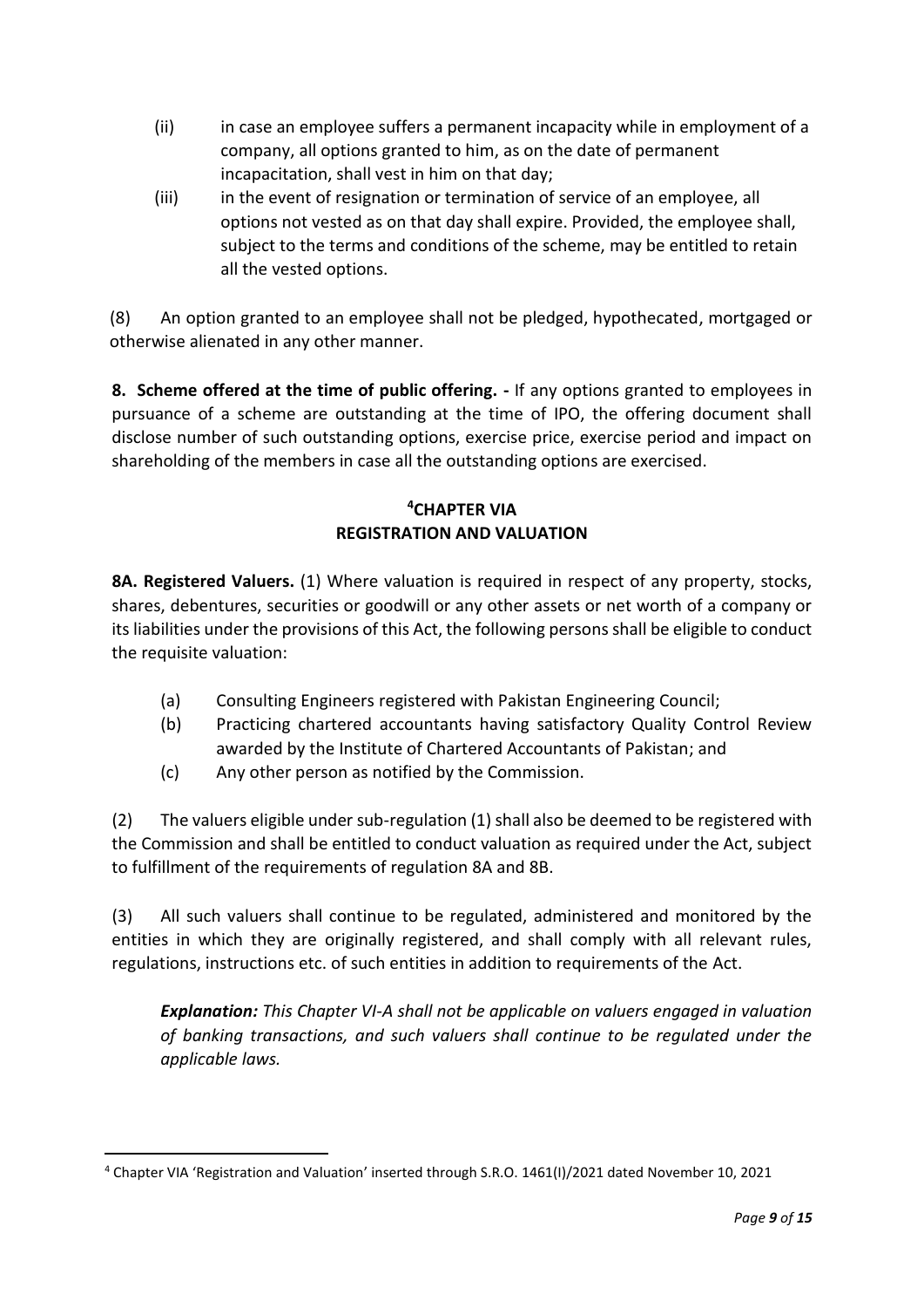(ii) in case an employee suffers a permanent incapacity while in employment of a company, all options granted to him, as on the date of permanent incapacitation, shall vest in him on that day;

(iii) in the event of resignation or termination of service of an employee, all options not vested as on that day shall expire. Provided, the employee shall, subject to the terms and conditions of the scheme, may be entitled to retain all the vested options.

(8) An option granted to an employee shall not be pledged, hypothecated, mortgaged or otherwise alienated in any other manner.

**8. Scheme offered at the time of public offering. -** If any options granted to employees in pursuance of a scheme are outstanding at the time of IPO, the offering document shall disclose number of such outstanding options, exercise price, exercise period and impact on shareholding of the members in case all the outstanding options are exercised.

## [4]CHAPTER VIA
## REGISTRATION AND VALUATION

**8A. Registered Valuers.** (1) Where valuation is required in respect of any property, stocks, shares, debentures, securities or goodwill or any other assets or net worth of a company or its liabilities under the provisions of this Act, the following persons shall be eligible to conduct the requisite valuation:

(a) Consulting Engineers registered with Pakistan Engineering Council;

(b) Practicing chartered accountants having satisfactory Quality Control Review awarded by the Institute of Chartered Accountants of Pakistan; and

(c) Any other person as notified by the Commission.

(2) The valuers eligible under sub-regulation (1) shall also be deemed to be registered with the Commission and shall be entitled to conduct valuation as required under the Act, subject to fulfillment of the requirements of regulation 8A and 8B.

(3) All such valuers shall continue to be regulated, administered and monitored by the entities in which they are originally registered, and shall comply with all relevant rules, regulations, instructions etc. of such entities in addition to requirements of the Act.

> ***Explanation:*** *This Chapter VI-A shall not be applicable on valuers engaged in valuation of banking transactions, and such valuers shall continue to be regulated under the applicable laws.*

---

[4] Chapter VIA 'Registration and Valuation' inserted through S.R.O. 1461(I)/2021 dated November 10, 2021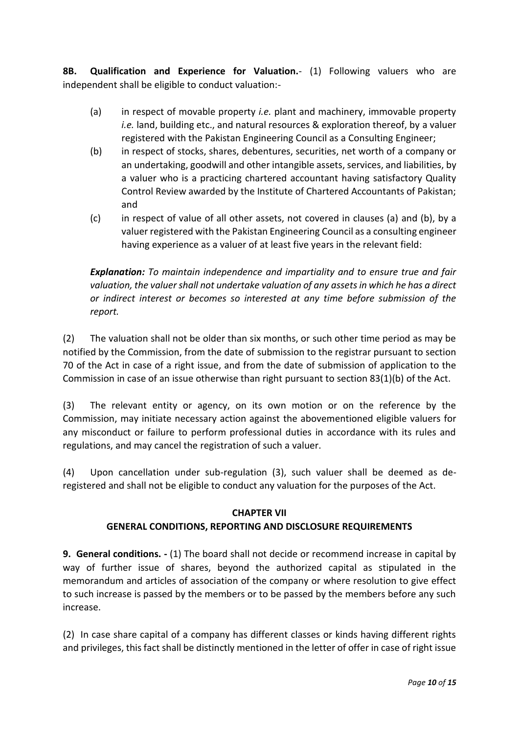**8B. Qualification and Experience for Valuation.**- (1) Following valuers who are independent shall be eligible to conduct valuation:-

(a) in respect of movable property *i.e.* plant and machinery, immovable property *i.e.* land, building etc., and natural resources & exploration thereof, by a valuer registered with the Pakistan Engineering Council as a Consulting Engineer;

(b) in respect of stocks, shares, debentures, securities, net worth of a company or an undertaking, goodwill and other intangible assets, services, and liabilities, by a valuer who is a practicing chartered accountant having satisfactory Quality Control Review awarded by the Institute of Chartered Accountants of Pakistan; and

(c) in respect of value of all other assets, not covered in clauses (a) and (b), by a valuer registered with the Pakistan Engineering Council as a consulting engineer having experience as a valuer of at least five years in the relevant field:

***Explanation:*** *To maintain independence and impartiality and to ensure true and fair valuation, the valuer shall not undertake valuation of any assets in which he has a direct or indirect interest or becomes so interested at any time before submission of the report.*

(2) The valuation shall not be older than six months, or such other time period as may be notified by the Commission, from the date of submission to the registrar pursuant to section 70 of the Act in case of a right issue, and from the date of submission of application to the Commission in case of an issue otherwise than right pursuant to section 83(1)(b) of the Act.

(3) The relevant entity or agency, on its own motion or on the reference by the Commission, may initiate necessary action against the abovementioned eligible valuers for any misconduct or failure to perform professional duties in accordance with its rules and regulations, and may cancel the registration of such a valuer.

(4) Upon cancellation under sub-regulation (3), such valuer shall be deemed as de-registered and shall not be eligible to conduct any valuation for the purposes of the Act.

## CHAPTER VII
## GENERAL CONDITIONS, REPORTING AND DISCLOSURE REQUIREMENTS

**9. General conditions. -** (1) The board shall not decide or recommend increase in capital by way of further issue of shares, beyond the authorized capital as stipulated in the memorandum and articles of association of the company or where resolution to give effect to such increase is passed by the members or to be passed by the members before any such increase.

(2) In case share capital of a company has different classes or kinds having different rights and privileges, this fact shall be distinctly mentioned in the letter of offer in case of right issue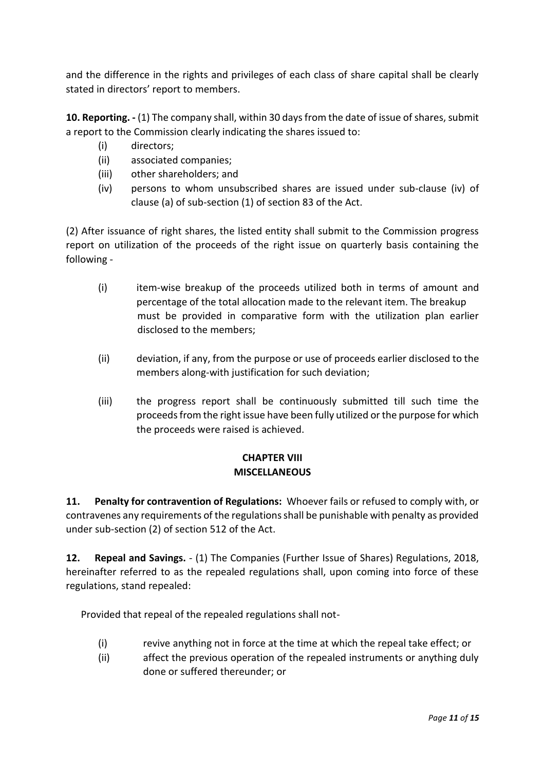and the difference in the rights and privileges of each class of share capital shall be clearly stated in directors' report to members.

**10. Reporting. -** (1) The company shall, within 30 days from the date of issue of shares, submit a report to the Commission clearly indicating the shares issued to:

- (i) directors;
- (ii) associated companies;
- (iii) other shareholders; and
- (iv) persons to whom unsubscribed shares are issued under sub-clause (iv) of clause (a) of sub-section (1) of section 83 of the Act.

(2) After issuance of right shares, the listed entity shall submit to the Commission progress report on utilization of the proceeds of the right issue on quarterly basis containing the following -

- (i) item-wise breakup of the proceeds utilized both in terms of amount and percentage of the total allocation made to the relevant item. The breakup must be provided in comparative form with the utilization plan earlier disclosed to the members;
- (ii) deviation, if any, from the purpose or use of proceeds earlier disclosed to the members along-with justification for such deviation;
- (iii) the progress report shall be continuously submitted till such time the proceeds from the right issue have been fully utilized or the purpose for which the proceeds were raised is achieved.

## CHAPTER VIII
## MISCELLANEOUS

**11. Penalty for contravention of Regulations:** Whoever fails or refused to comply with, or contravenes any requirements of the regulations shall be punishable with penalty as provided under sub-section (2) of section 512 of the Act.

**12. Repeal and Savings.** - (1) The Companies (Further Issue of Shares) Regulations, 2018, hereinafter referred to as the repealed regulations shall, upon coming into force of these regulations, stand repealed:

Provided that repeal of the repealed regulations shall not-

- (i) revive anything not in force at the time at which the repeal take effect; or
- (ii) affect the previous operation of the repealed instruments or anything duly done or suffered thereunder; or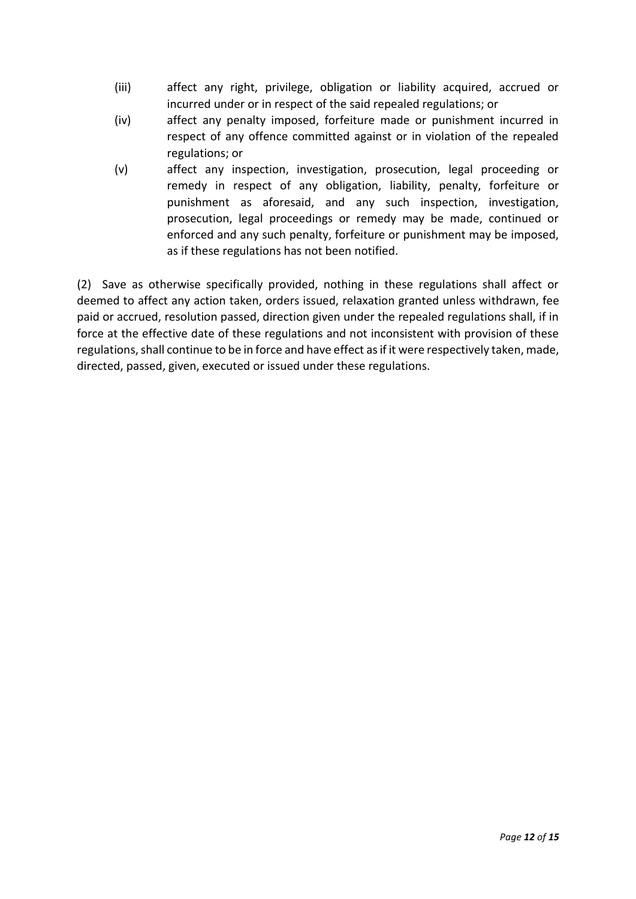(iii) affect any right, privilege, obligation or liability acquired, accrued or incurred under or in respect of the said repealed regulations; or

(iv) affect any penalty imposed, forfeiture made or punishment incurred in respect of any offence committed against or in violation of the repealed regulations; or

(v) affect any inspection, investigation, prosecution, legal proceeding or remedy in respect of any obligation, liability, penalty, forfeiture or punishment as aforesaid, and any such inspection, investigation, prosecution, legal proceedings or remedy may be made, continued or enforced and any such penalty, forfeiture or punishment may be imposed, as if these regulations has not been notified.

(2) Save as otherwise specifically provided, nothing in these regulations shall affect or deemed to affect any action taken, orders issued, relaxation granted unless withdrawn, fee paid or accrued, resolution passed, direction given under the repealed regulations shall, if in force at the effective date of these regulations and not inconsistent with provision of these regulations, shall continue to be in force and have effect as if it were respectively taken, made, directed, passed, given, executed or issued under these regulations.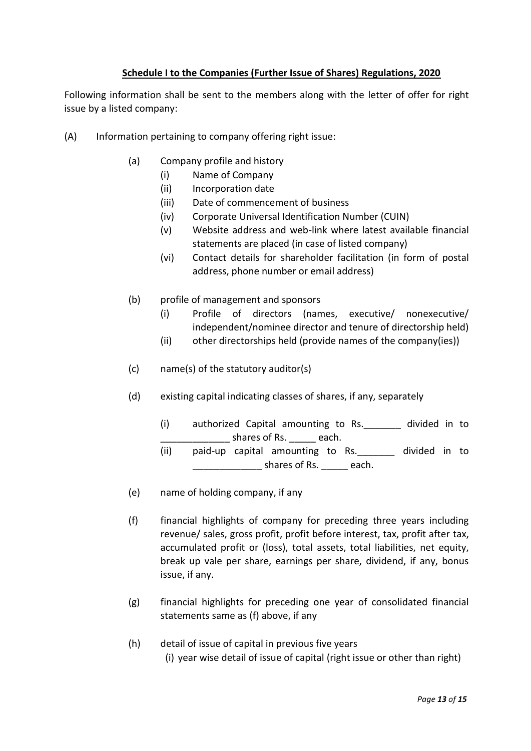**Schedule I to the Companies (Further Issue of Shares) Regulations, 2020**

Following information shall be sent to the members along with the letter of offer for right issue by a listed company:

(A) Information pertaining to company offering right issue:

(a) Company profile and history
   - (i) Name of Company
   - (ii) Incorporation date
   - (iii) Date of commencement of business
   - (iv) Corporate Universal Identification Number (CUIN)
   - (v) Website address and web-link where latest available financial statements are placed (in case of listed company)
   - (vi) Contact details for shareholder facilitation (in form of postal address, phone number or email address)

(b) profile of management and sponsors
   - (i) Profile of directors (names, executive/ nonexecutive/ independent/nominee director and tenure of directorship held)
   - (ii) other directorships held (provide names of the company(ies))

(c) name(s) of the statutory auditor(s)

(d) existing capital indicating classes of shares, if any, separately
   - (i) authorized Capital amounting to Rs._______ divided in to _____________ shares of Rs. _____ each.
   - (ii) paid-up capital amounting to Rs._______ divided in to _____________ shares of Rs. _____ each.

(e) name of holding company, if any

(f) financial highlights of company for preceding three years including revenue/ sales, gross profit, profit before interest, tax, profit after tax, accumulated profit or (loss), total assets, total liabilities, net equity, break up vale per share, earnings per share, dividend, if any, bonus issue, if any.

(g) financial highlights for preceding one year of consolidated financial statements same as (f) above, if any

(h) detail of issue of capital in previous five years
   - (i) year wise detail of issue of capital (right issue or other than right)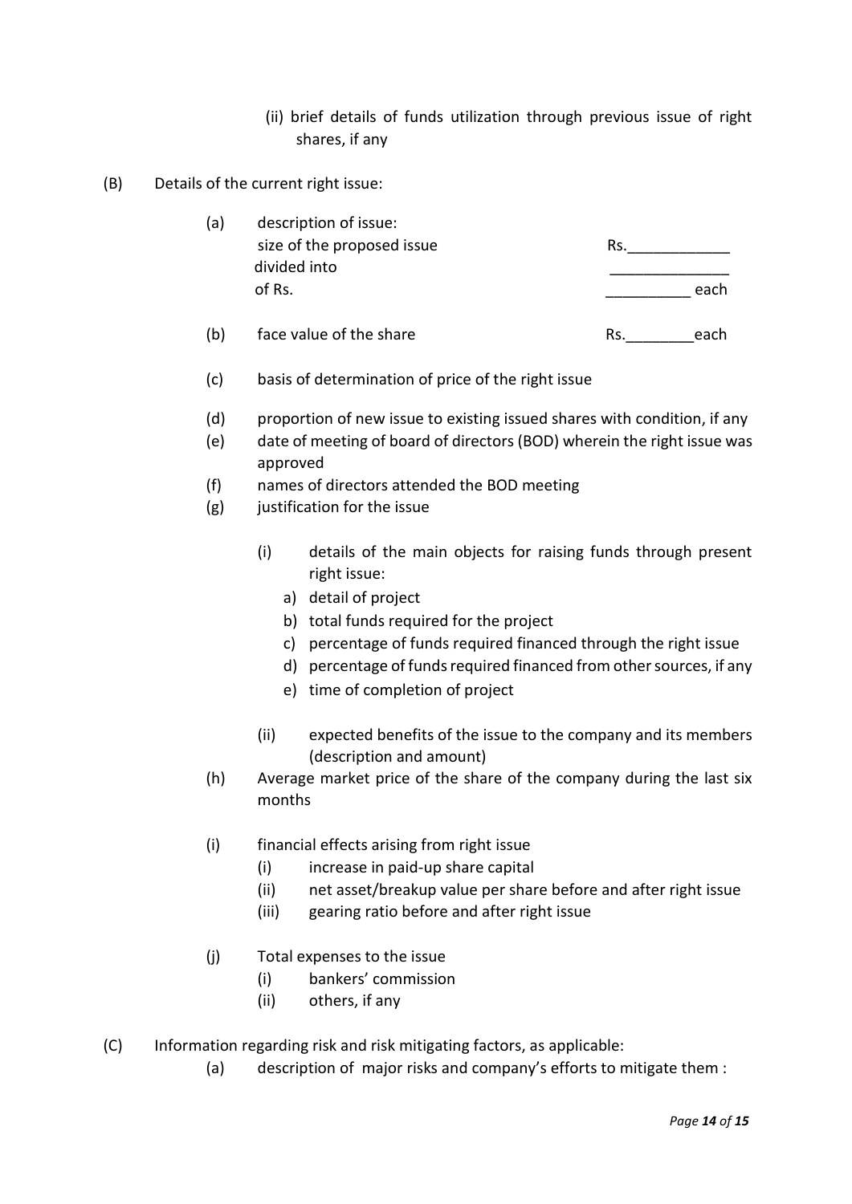(ii) brief details of funds utilization through previous issue of right shares, if any

(B) Details of the current right issue:

(a) description of issue:

size of the proposed issue Rs.____________

divided into ______________

of Rs. __________ each

(b) face value of the share Rs.________each

(c) basis of determination of price of the right issue

(d) proportion of new issue to existing issued shares with condition, if any

(e) date of meeting of board of directors (BOD) wherein the right issue was approved

(f) names of directors attended the BOD meeting

(g) justification for the issue

(i) details of the main objects for raising funds through present right issue:

a) detail of project

b) total funds required for the project

c) percentage of funds required financed through the right issue

d) percentage of funds required financed from other sources, if any

e) time of completion of project

(ii) expected benefits of the issue to the company and its members (description and amount)

(h) Average market price of the share of the company during the last six months

(i) financial effects arising from right issue

(i) increase in paid-up share capital

(ii) net asset/breakup value per share before and after right issue

(iii) gearing ratio before and after right issue

(j) Total expenses to the issue

(i) bankers' commission

(ii) others, if any

(C) Information regarding risk and risk mitigating factors, as applicable:

(a) description of major risks and company's efforts to mitigate them :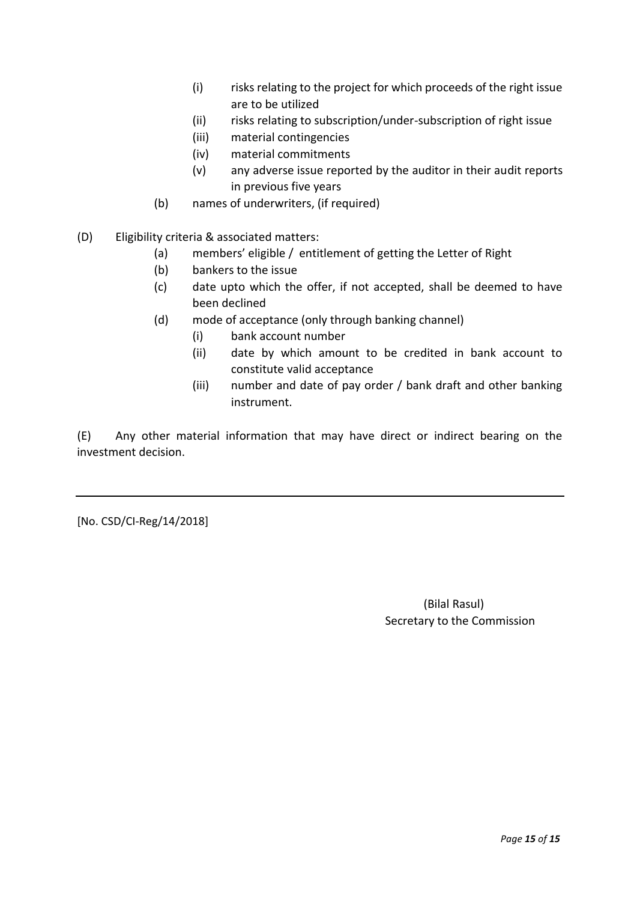- (i) risks relating to the project for which proceeds of the right issue are to be utilized
- (ii) risks relating to subscription/under-subscription of right issue
- (iii) material contingencies
- (iv) material commitments
- (v) any adverse issue reported by the auditor in their audit reports in previous five years

(b) names of underwriters, (if required)

(D) Eligibility criteria & associated matters:

- (a) members' eligible / entitlement of getting the Letter of Right
- (b) bankers to the issue
- (c) date upto which the offer, if not accepted, shall be deemed to have been declined
- (d) mode of acceptance (only through banking channel)
  - (i) bank account number
  - (ii) date by which amount to be credited in bank account to constitute valid acceptance
  - (iii) number and date of pay order / bank draft and other banking instrument.

(E) Any other material information that may have direct or indirect bearing on the investment decision.

---

[No. CSD/CI-Reg/14/2018]

(Bilal Rasul)
Secretary to the Commission